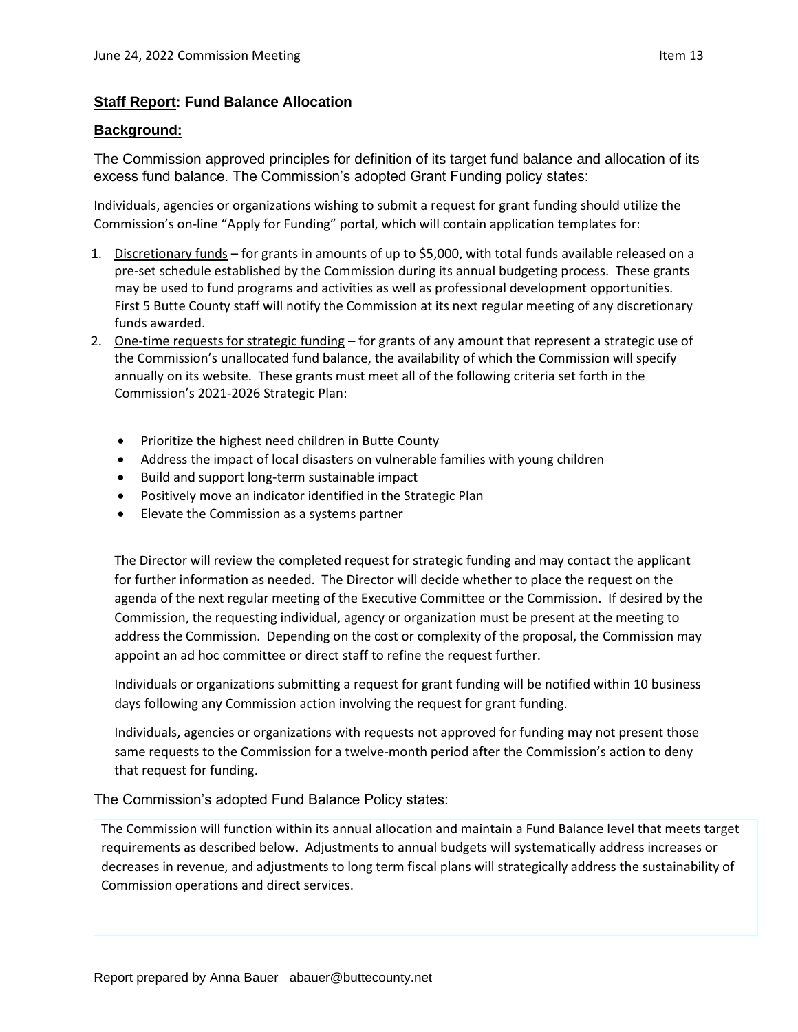## **Staff Report: Fund Balance Allocation**

### **Background:**

The Commission approved principles for definition of its target fund balance and allocation of its excess fund balance. The Commission's adopted Grant Funding policy states:

Individuals, agencies or organizations wishing to submit a request for grant funding should utilize the Commission's on-line "Apply for Funding" portal, which will contain application templates for:

1. Discretionary funds – for grants in amounts of up to $5,000, with total funds available released on a pre-set schedule established by the Commission during its annual budgeting process. These grants may be used to fund programs and activities as well as professional development opportunities. First 5 Butte County staff will notify the Commission at its next regular meeting of any discretionary funds awarded.
2. One-time requests for strategic funding – for grants of any amount that represent a strategic use of the Commission's unallocated fund balance, the availability of which the Commission will specify annually on its website. These grants must meet all of the following criteria set forth in the Commission's 2021-2026 Strategic Plan:

   - Prioritize the highest need children in Butte County
   - Address the impact of local disasters on vulnerable families with young children
   - Build and support long-term sustainable impact
   - Positively move an indicator identified in the Strategic Plan
   - Elevate the Commission as a systems partner

   The Director will review the completed request for strategic funding and may contact the applicant for further information as needed. The Director will decide whether to place the request on the agenda of the next regular meeting of the Executive Committee or the Commission. If desired by the Commission, the requesting individual, agency or organization must be present at the meeting to address the Commission. Depending on the cost or complexity of the proposal, the Commission may appoint an ad hoc committee or direct staff to refine the request further.

   Individuals or organizations submitting a request for grant funding will be notified within 10 business days following any Commission action involving the request for grant funding.

   Individuals, agencies or organizations with requests not approved for funding may not present those same requests to the Commission for a twelve-month period after the Commission's action to deny that request for funding.

The Commission's adopted Fund Balance Policy states:

The Commission will function within its annual allocation and maintain a Fund Balance level that meets target requirements as described below. Adjustments to annual budgets will systematically address increases or decreases in revenue, and adjustments to long term fiscal plans will strategically address the sustainability of Commission operations and direct services.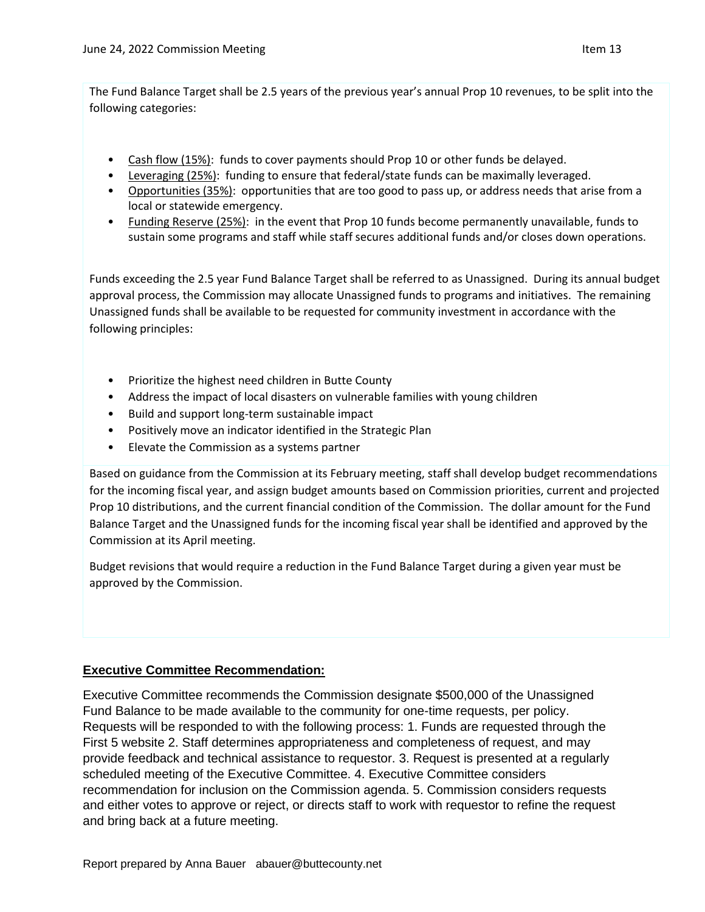The Fund Balance Target shall be 2.5 years of the previous year's annual Prop 10 revenues, to be split into the following categories:

- Cash flow (15%): funds to cover payments should Prop 10 or other funds be delayed.
- Leveraging (25%): funding to ensure that federal/state funds can be maximally leveraged.
- Opportunities (35%): opportunities that are too good to pass up, or address needs that arise from a local or statewide emergency.
- Funding Reserve (25%): in the event that Prop 10 funds become permanently unavailable, funds to sustain some programs and staff while staff secures additional funds and/or closes down operations.

Funds exceeding the 2.5 year Fund Balance Target shall be referred to as Unassigned. During its annual budget approval process, the Commission may allocate Unassigned funds to programs and initiatives. The remaining Unassigned funds shall be available to be requested for community investment in accordance with the following principles:

- Prioritize the highest need children in Butte County
- Address the impact of local disasters on vulnerable families with young children
- Build and support long-term sustainable impact
- Positively move an indicator identified in the Strategic Plan
- Elevate the Commission as a systems partner

Based on guidance from the Commission at its February meeting, staff shall develop budget recommendations for the incoming fiscal year, and assign budget amounts based on Commission priorities, current and projected Prop 10 distributions, and the current financial condition of the Commission. The dollar amount for the Fund Balance Target and the Unassigned funds for the incoming fiscal year shall be identified and approved by the Commission at its April meeting.

Budget revisions that would require a reduction in the Fund Balance Target during a given year must be approved by the Commission.

## Executive Committee Recommendation:

Executive Committee recommends the Commission designate $500,000 of the Unassigned Fund Balance to be made available to the community for one-time requests, per policy. Requests will be responded to with the following process: 1. Funds are requested through the First 5 website 2. Staff determines appropriateness and completeness of request, and may provide feedback and technical assistance to requestor. 3. Request is presented at a regularly scheduled meeting of the Executive Committee. 4. Executive Committee considers recommendation for inclusion on the Commission agenda. 5. Commission considers requests and either votes to approve or reject, or directs staff to work with requestor to refine the request and bring back at a future meeting.

Report prepared by Anna Bauer abauer@buttecounty.net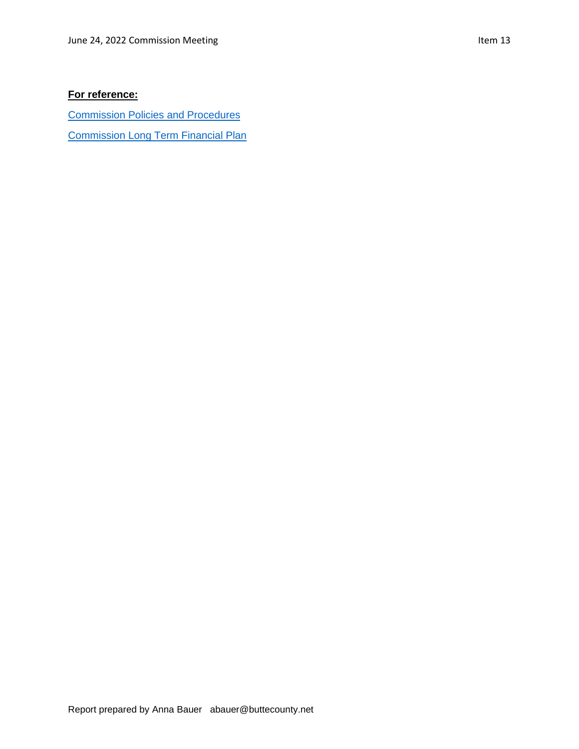**For reference:**

Commission Policies and Procedures

Commission Long Term Financial Plan

Report prepared by Anna Bauer   abauer@buttecounty.net